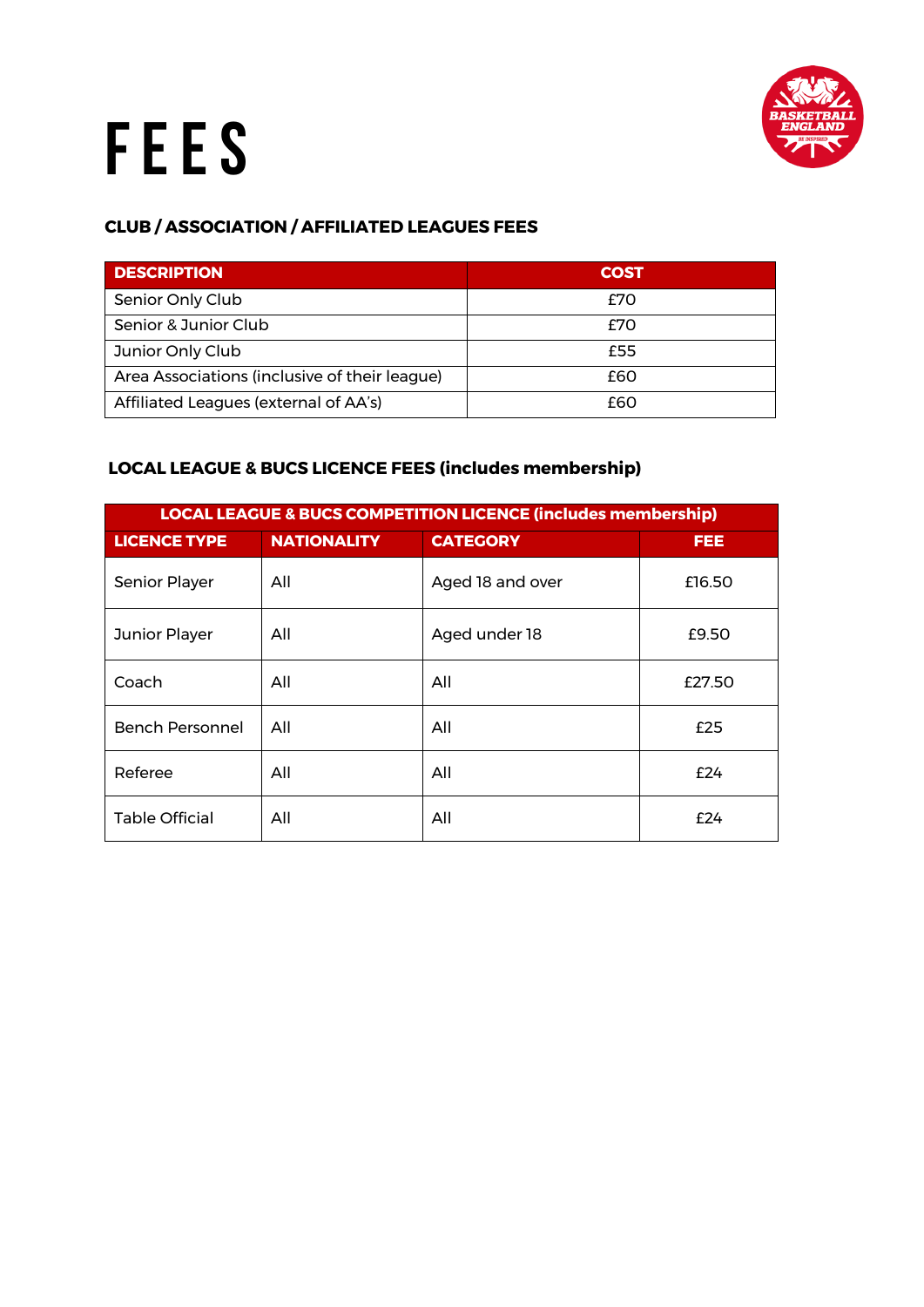# FEES

### CLUB / ASSOCIATION / AFFILIATED LEAGUES FEES

| DESCRIPTION | COST |
|---|---|
| Senior Only Club | £70 |
| Senior & Junior Club | £70 |
| Junior Only Club | £55 |
| Area Associations (inclusive of their league) | £60 |
| Affiliated Leagues (external of AA's) | £60 |

### LOCAL LEAGUE & BUCS LICENCE FEES (includes membership)

| LOCAL LEAGUE & BUCS COMPETITION LICENCE (includes membership) | | | |
|---|---|---|---|
| **LICENCE TYPE** | **NATIONALITY** | **CATEGORY** | **FEE** |
| Senior Player | All | Aged 18 and over | £16.50 |
| Junior Player | All | Aged under 18 | £9.50 |
| Coach | All | All | £27.50 |
| Bench Personnel | All | All | £25 |
| Referee | All | All | £24 |
| Table Official | All | All | £24 |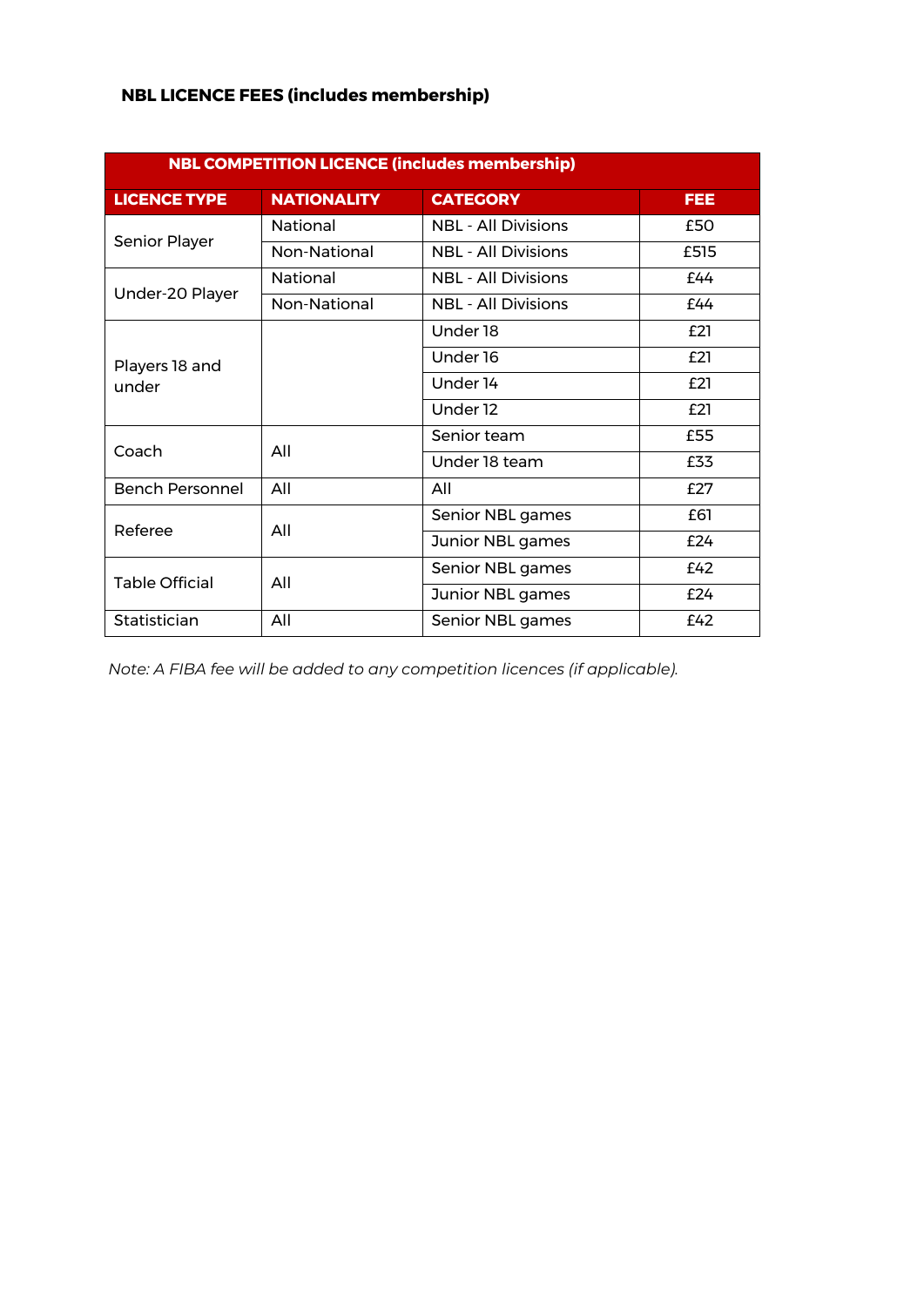**NBL LICENCE FEES (includes membership)**

| NBL COMPETITION LICENCE (includes membership) | | | |
|---|---|---|---|
| **LICENCE TYPE** | **NATIONALITY** | **CATEGORY** | **FEE** |
| Senior Player | National | NBL - All Divisions | £50 |
| | Non-National | NBL - All Divisions | £515 |
| Under-20 Player | National | NBL - All Divisions | £44 |
| | Non-National | NBL - All Divisions | £44 |
| Players 18 and under | | Under 18 | £21 |
| | | Under 16 | £21 |
| | | Under 14 | £21 |
| | | Under 12 | £21 |
| Coach | All | Senior team | £55 |
| | | Under 18 team | £33 |
| Bench Personnel | All | All | £27 |
| Referee | All | Senior NBL games | £61 |
| | | Junior NBL games | £24 |
| Table Official | All | Senior NBL games | £42 |
| | | Junior NBL games | £24 |
| Statistician | All | Senior NBL games | £42 |

*Note: A FIBA fee will be added to any competition licences (if applicable).*